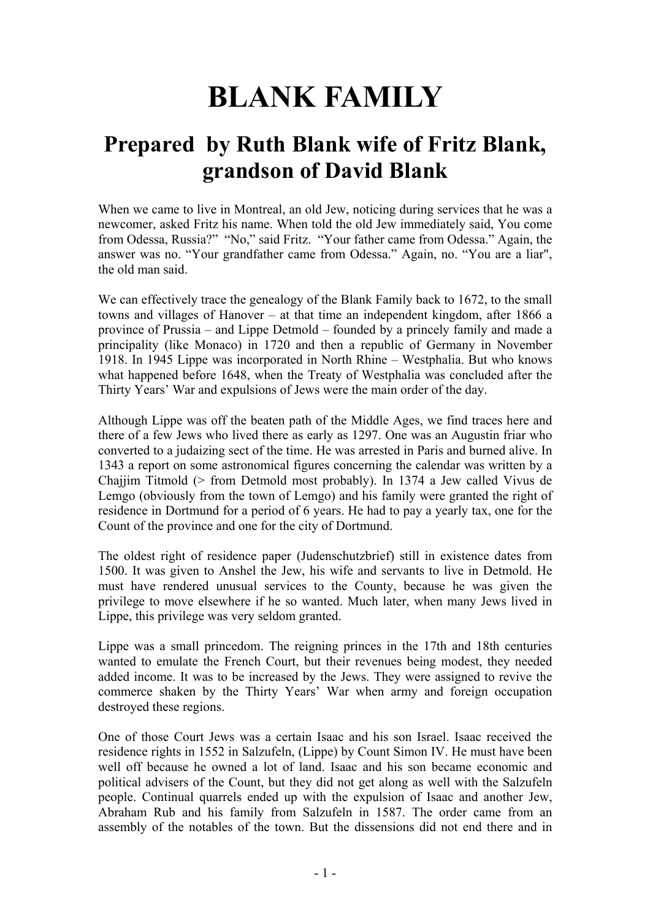# BLANK FAMILY

## Prepared by Ruth Blank wife of Fritz Blank, grandson of David Blank

When we came to live in Montreal, an old Jew, noticing during services that he was a newcomer, asked Fritz his name. When told the old Jew immediately said, You come from Odessa, Russia?" "No," said Fritz. "Your father came from Odessa." Again, the answer was no. "Your grandfather came from Odessa." Again, no. "You are a liar", the old man said.

We can effectively trace the genealogy of the Blank Family back to 1672, to the small towns and villages of Hanover – at that time an independent kingdom, after 1866 a province of Prussia – and Lippe Detmold – founded by a princely family and made a principality (like Monaco) in 1720 and then a republic of Germany in November 1918. In 1945 Lippe was incorporated in North Rhine – Westphalia. But who knows what happened before 1648, when the Treaty of Westphalia was concluded after the Thirty Years' War and expulsions of Jews were the main order of the day.

Although Lippe was off the beaten path of the Middle Ages, we find traces here and there of a few Jews who lived there as early as 1297. One was an Augustin friar who converted to a judaizing sect of the time. He was arrested in Paris and burned alive. In 1343 a report on some astronomical figures concerning the calendar was written by a Chajjim Titmold (> from Detmold most probably). In 1374 a Jew called Vivus de Lemgo (obviously from the town of Lemgo) and his family were granted the right of residence in Dortmund for a period of 6 years. He had to pay a yearly tax, one for the Count of the province and one for the city of Dortmund.

The oldest right of residence paper (Judenschutzbrief) still in existence dates from 1500. It was given to Anshel the Jew, his wife and servants to live in Detmold. He must have rendered unusual services to the County, because he was given the privilege to move elsewhere if he so wanted. Much later, when many Jews lived in Lippe, this privilege was very seldom granted.

Lippe was a small princedom. The reigning princes in the 17th and 18th centuries wanted to emulate the French Court, but their revenues being modest, they needed added income. It was to be increased by the Jews. They were assigned to revive the commerce shaken by the Thirty Years' War when army and foreign occupation destroyed these regions.

One of those Court Jews was a certain Isaac and his son Israel. Isaac received the residence rights in 1552 in Salzufeln, (Lippe) by Count Simon IV. He must have been well off because he owned a lot of land. Isaac and his son became economic and political advisers of the Count, but they did not get along as well with the Salzufeln people. Continual quarrels ended up with the expulsion of Isaac and another Jew, Abraham Rub and his family from Salzufeln in 1587. The order came from an assembly of the notables of the town. But the dissensions did not end there and in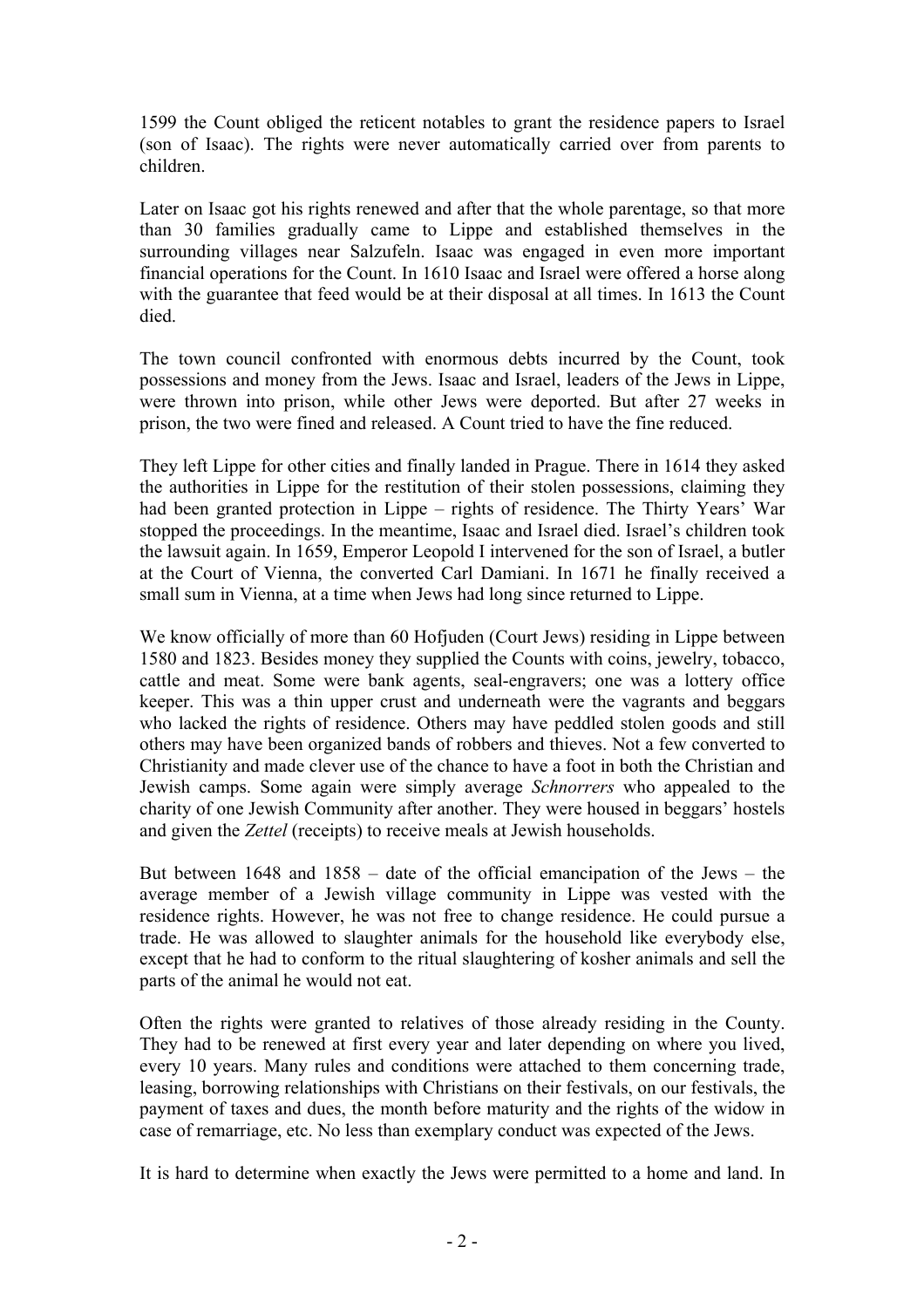1599 the Count obliged the reticent notables to grant the residence papers to Israel (son of Isaac). The rights were never automatically carried over from parents to children.

Later on Isaac got his rights renewed and after that the whole parentage, so that more than 30 families gradually came to Lippe and established themselves in the surrounding villages near Salzufeln. Isaac was engaged in even more important financial operations for the Count. In 1610 Isaac and Israel were offered a horse along with the guarantee that feed would be at their disposal at all times. In 1613 the Count died.

The town council confronted with enormous debts incurred by the Count, took possessions and money from the Jews. Isaac and Israel, leaders of the Jews in Lippe, were thrown into prison, while other Jews were deported. But after 27 weeks in prison, the two were fined and released. A Count tried to have the fine reduced.

They left Lippe for other cities and finally landed in Prague. There in 1614 they asked the authorities in Lippe for the restitution of their stolen possessions, claiming they had been granted protection in Lippe – rights of residence. The Thirty Years' War stopped the proceedings. In the meantime, Isaac and Israel died. Israel's children took the lawsuit again. In 1659, Emperor Leopold I intervened for the son of Israel, a butler at the Court of Vienna, the converted Carl Damiani. In 1671 he finally received a small sum in Vienna, at a time when Jews had long since returned to Lippe.

We know officially of more than 60 Hofjuden (Court Jews) residing in Lippe between 1580 and 1823. Besides money they supplied the Counts with coins, jewelry, tobacco, cattle and meat. Some were bank agents, seal-engravers; one was a lottery office keeper. This was a thin upper crust and underneath were the vagrants and beggars who lacked the rights of residence. Others may have peddled stolen goods and still others may have been organized bands of robbers and thieves. Not a few converted to Christianity and made clever use of the chance to have a foot in both the Christian and Jewish camps. Some again were simply average *Schnorrers* who appealed to the charity of one Jewish Community after another. They were housed in beggars' hostels and given the *Zettel* (receipts) to receive meals at Jewish households.

But between 1648 and 1858 – date of the official emancipation of the Jews – the average member of a Jewish village community in Lippe was vested with the residence rights. However, he was not free to change residence. He could pursue a trade. He was allowed to slaughter animals for the household like everybody else, except that he had to conform to the ritual slaughtering of kosher animals and sell the parts of the animal he would not eat.

Often the rights were granted to relatives of those already residing in the County. They had to be renewed at first every year and later depending on where you lived, every 10 years. Many rules and conditions were attached to them concerning trade, leasing, borrowing relationships with Christians on their festivals, on our festivals, the payment of taxes and dues, the month before maturity and the rights of the widow in case of remarriage, etc. No less than exemplary conduct was expected of the Jews.

It is hard to determine when exactly the Jews were permitted to a home and land. In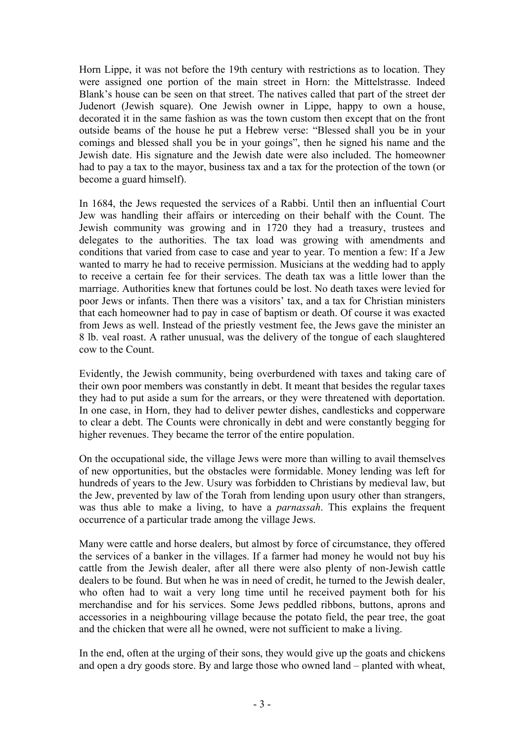Horn Lippe, it was not before the 19th century with restrictions as to location. They were assigned one portion of the main street in Horn: the Mittelstrasse. Indeed Blank's house can be seen on that street. The natives called that part of the street der Judenort (Jewish square). One Jewish owner in Lippe, happy to own a house, decorated it in the same fashion as was the town custom then except that on the front outside beams of the house he put a Hebrew verse: "Blessed shall you be in your comings and blessed shall you be in your goings", then he signed his name and the Jewish date. His signature and the Jewish date were also included. The homeowner had to pay a tax to the mayor, business tax and a tax for the protection of the town (or become a guard himself).

In 1684, the Jews requested the services of a Rabbi. Until then an influential Court Jew was handling their affairs or interceding on their behalf with the Count. The Jewish community was growing and in 1720 they had a treasury, trustees and delegates to the authorities. The tax load was growing with amendments and conditions that varied from case to case and year to year. To mention a few: If a Jew wanted to marry he had to receive permission. Musicians at the wedding had to apply to receive a certain fee for their services. The death tax was a little lower than the marriage. Authorities knew that fortunes could be lost. No death taxes were levied for poor Jews or infants. Then there was a visitors' tax, and a tax for Christian ministers that each homeowner had to pay in case of baptism or death. Of course it was exacted from Jews as well. Instead of the priestly vestment fee, the Jews gave the minister an 8 lb. veal roast. A rather unusual, was the delivery of the tongue of each slaughtered cow to the Count.

Evidently, the Jewish community, being overburdened with taxes and taking care of their own poor members was constantly in debt. It meant that besides the regular taxes they had to put aside a sum for the arrears, or they were threatened with deportation. In one case, in Horn, they had to deliver pewter dishes, candlesticks and copperware to clear a debt. The Counts were chronically in debt and were constantly begging for higher revenues. They became the terror of the entire population.

On the occupational side, the village Jews were more than willing to avail themselves of new opportunities, but the obstacles were formidable. Money lending was left for hundreds of years to the Jew. Usury was forbidden to Christians by medieval law, but the Jew, prevented by law of the Torah from lending upon usury other than strangers, was thus able to make a living, to have a *parnassah*. This explains the frequent occurrence of a particular trade among the village Jews.

Many were cattle and horse dealers, but almost by force of circumstance, they offered the services of a banker in the villages. If a farmer had money he would not buy his cattle from the Jewish dealer, after all there were also plenty of non-Jewish cattle dealers to be found. But when he was in need of credit, he turned to the Jewish dealer, who often had to wait a very long time until he received payment both for his merchandise and for his services. Some Jews peddled ribbons, buttons, aprons and accessories in a neighbouring village because the potato field, the pear tree, the goat and the chicken that were all he owned, were not sufficient to make a living.

In the end, often at the urging of their sons, they would give up the goats and chickens and open a dry goods store. By and large those who owned land – planted with wheat,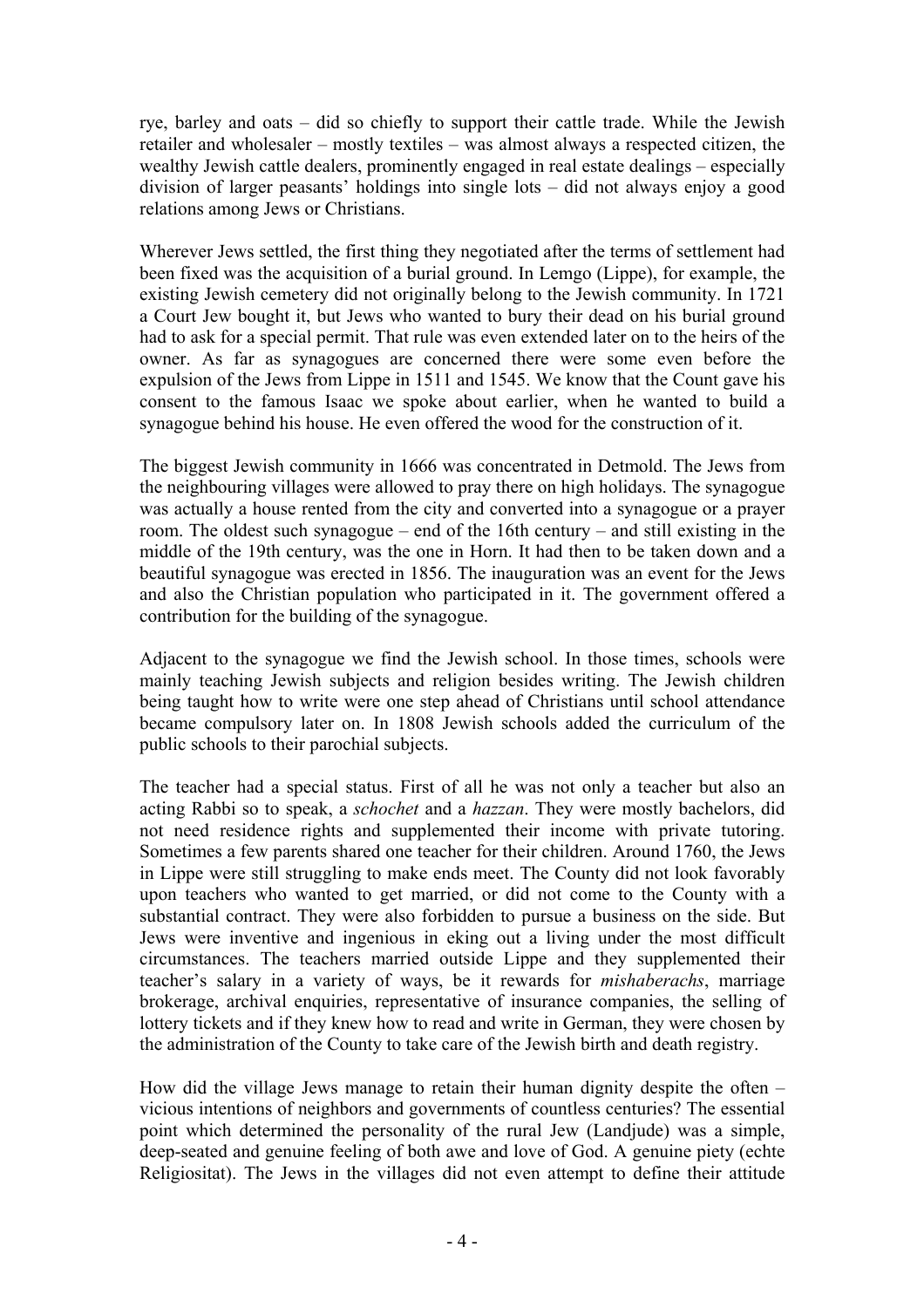rye, barley and oats – did so chiefly to support their cattle trade. While the Jewish retailer and wholesaler – mostly textiles – was almost always a respected citizen, the wealthy Jewish cattle dealers, prominently engaged in real estate dealings – especially division of larger peasants' holdings into single lots – did not always enjoy a good relations among Jews or Christians.

Wherever Jews settled, the first thing they negotiated after the terms of settlement had been fixed was the acquisition of a burial ground. In Lemgo (Lippe), for example, the existing Jewish cemetery did not originally belong to the Jewish community. In 1721 a Court Jew bought it, but Jews who wanted to bury their dead on his burial ground had to ask for a special permit. That rule was even extended later on to the heirs of the owner. As far as synagogues are concerned there were some even before the expulsion of the Jews from Lippe in 1511 and 1545. We know that the Count gave his consent to the famous Isaac we spoke about earlier, when he wanted to build a synagogue behind his house. He even offered the wood for the construction of it.

The biggest Jewish community in 1666 was concentrated in Detmold. The Jews from the neighbouring villages were allowed to pray there on high holidays. The synagogue was actually a house rented from the city and converted into a synagogue or a prayer room. The oldest such synagogue – end of the 16th century – and still existing in the middle of the 19th century, was the one in Horn. It had then to be taken down and a beautiful synagogue was erected in 1856. The inauguration was an event for the Jews and also the Christian population who participated in it. The government offered a contribution for the building of the synagogue.

Adjacent to the synagogue we find the Jewish school. In those times, schools were mainly teaching Jewish subjects and religion besides writing. The Jewish children being taught how to write were one step ahead of Christians until school attendance became compulsory later on. In 1808 Jewish schools added the curriculum of the public schools to their parochial subjects.

The teacher had a special status. First of all he was not only a teacher but also an acting Rabbi so to speak, a *schochet* and a *hazzan*. They were mostly bachelors, did not need residence rights and supplemented their income with private tutoring. Sometimes a few parents shared one teacher for their children. Around 1760, the Jews in Lippe were still struggling to make ends meet. The County did not look favorably upon teachers who wanted to get married, or did not come to the County with a substantial contract. They were also forbidden to pursue a business on the side. But Jews were inventive and ingenious in eking out a living under the most difficult circumstances. The teachers married outside Lippe and they supplemented their teacher's salary in a variety of ways, be it rewards for *mishaberachs*, marriage brokerage, archival enquiries, representative of insurance companies, the selling of lottery tickets and if they knew how to read and write in German, they were chosen by the administration of the County to take care of the Jewish birth and death registry.

How did the village Jews manage to retain their human dignity despite the often – vicious intentions of neighbors and governments of countless centuries? The essential point which determined the personality of the rural Jew (Landjude) was a simple, deep-seated and genuine feeling of both awe and love of God. A genuine piety (echte Religiositat). The Jews in the villages did not even attempt to define their attitude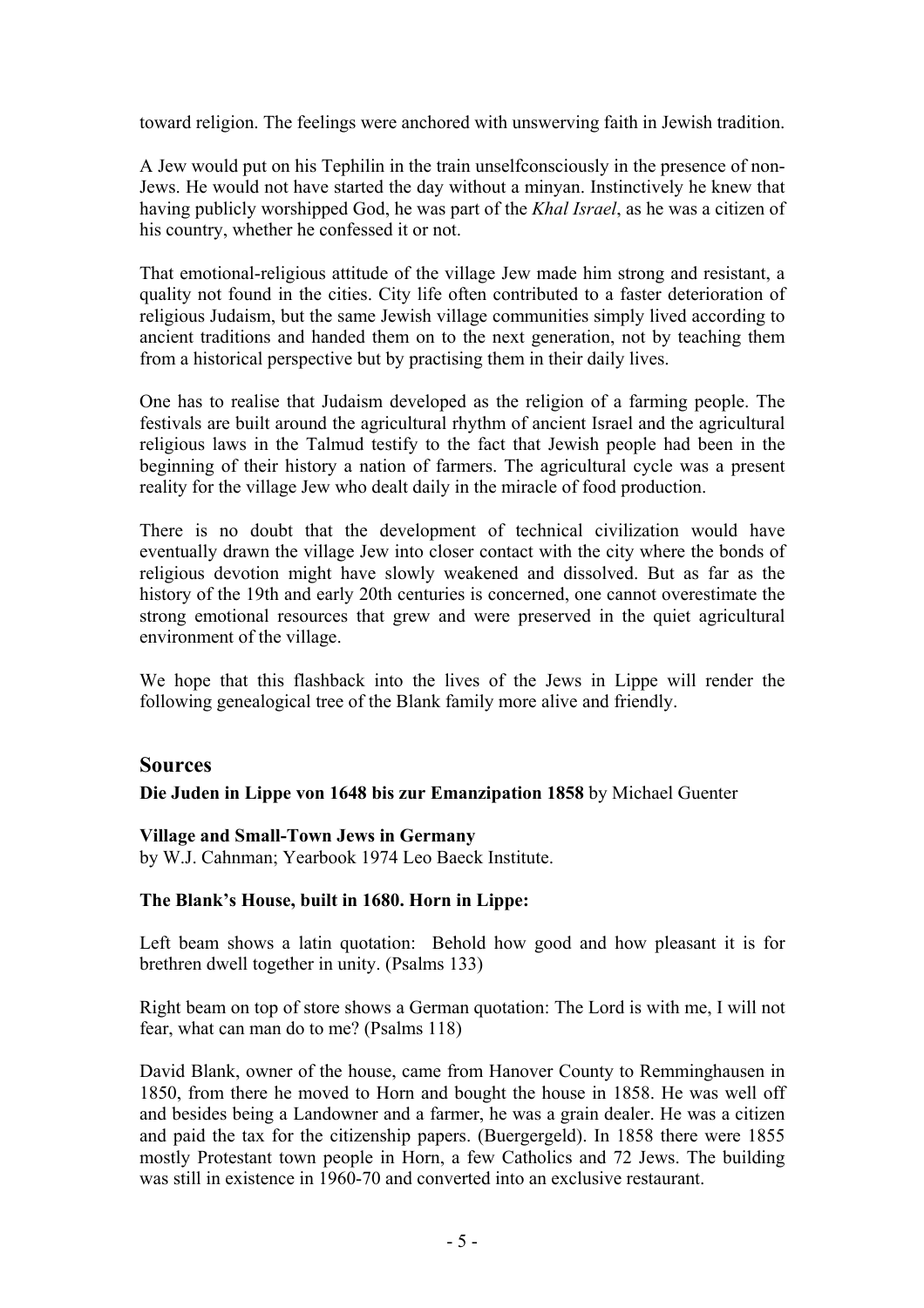toward religion. The feelings were anchored with unswerving faith in Jewish tradition.

A Jew would put on his Tephilin in the train unselfconsciously in the presence of non-Jews. He would not have started the day without a minyan. Instinctively he knew that having publicly worshipped God, he was part of the *Khal Israel*, as he was a citizen of his country, whether he confessed it or not.

That emotional-religious attitude of the village Jew made him strong and resistant, a quality not found in the cities. City life often contributed to a faster deterioration of religious Judaism, but the same Jewish village communities simply lived according to ancient traditions and handed them on to the next generation, not by teaching them from a historical perspective but by practising them in their daily lives.

One has to realise that Judaism developed as the religion of a farming people. The festivals are built around the agricultural rhythm of ancient Israel and the agricultural religious laws in the Talmud testify to the fact that Jewish people had been in the beginning of their history a nation of farmers. The agricultural cycle was a present reality for the village Jew who dealt daily in the miracle of food production.

There is no doubt that the development of technical civilization would have eventually drawn the village Jew into closer contact with the city where the bonds of religious devotion might have slowly weakened and dissolved. But as far as the history of the 19th and early 20th centuries is concerned, one cannot overestimate the strong emotional resources that grew and were preserved in the quiet agricultural environment of the village.

We hope that this flashback into the lives of the Jews in Lippe will render the following genealogical tree of the Blank family more alive and friendly.

## Sources

**Die Juden in Lippe von 1648 bis zur Emanzipation 1858** by Michael Guenter

**Village and Small-Town Jews in Germany**
by W.J. Cahnman; Yearbook 1974 Leo Baeck Institute.

**The Blank's House, built in 1680. Horn in Lippe:**

Left beam shows a latin quotation: Behold how good and how pleasant it is for brethren dwell together in unity. (Psalms 133)

Right beam on top of store shows a German quotation: The Lord is with me, I will not fear, what can man do to me? (Psalms 118)

David Blank, owner of the house, came from Hanover County to Remminghausen in 1850, from there he moved to Horn and bought the house in 1858. He was well off and besides being a Landowner and a farmer, he was a grain dealer. He was a citizen and paid the tax for the citizenship papers. (Buergergeld). In 1858 there were 1855 mostly Protestant town people in Horn, a few Catholics and 72 Jews. The building was still in existence in 1960-70 and converted into an exclusive restaurant.